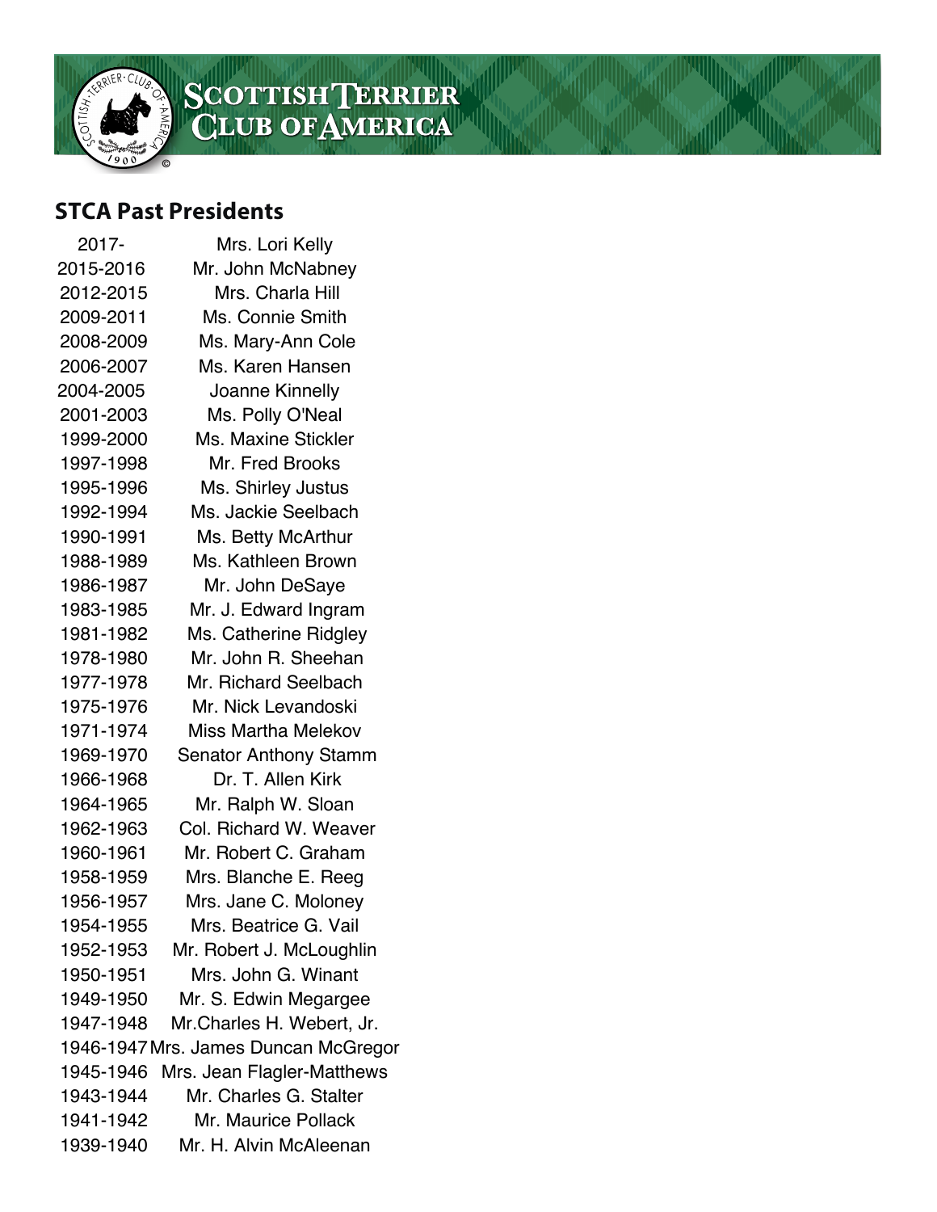# SCOTTISH TERRIER CLUB OF AMERICA

## STCA Past Presidents

| | |
|---|---|
| 2017- | Mrs. Lori Kelly |
| 2015-2016 | Mr. John McNabney |
| 2012-2015 | Mrs. Charla Hill |
| 2009-2011 | Ms. Connie Smith |
| 2008-2009 | Ms. Mary-Ann Cole |
| 2006-2007 | Ms. Karen Hansen |
| 2004-2005 | Joanne Kinnelly |
| 2001-2003 | Ms. Polly O'Neal |
| 1999-2000 | Ms. Maxine Stickler |
| 1997-1998 | Mr. Fred Brooks |
| 1995-1996 | Ms. Shirley Justus |
| 1992-1994 | Ms. Jackie Seelbach |
| 1990-1991 | Ms. Betty McArthur |
| 1988-1989 | Ms. Kathleen Brown |
| 1986-1987 | Mr. John DeSaye |
| 1983-1985 | Mr. J. Edward Ingram |
| 1981-1982 | Ms. Catherine Ridgley |
| 1978-1980 | Mr. John R. Sheehan |
| 1977-1978 | Mr. Richard Seelbach |
| 1975-1976 | Mr. Nick Levandoski |
| 1971-1974 | Miss Martha Melekov |
| 1969-1970 | Senator Anthony Stamm |
| 1966-1968 | Dr. T. Allen Kirk |
| 1964-1965 | Mr. Ralph W. Sloan |
| 1962-1963 | Col. Richard W. Weaver |
| 1960-1961 | Mr. Robert C. Graham |
| 1958-1959 | Mrs. Blanche E. Reeg |
| 1956-1957 | Mrs. Jane C. Moloney |
| 1954-1955 | Mrs. Beatrice G. Vail |
| 1952-1953 | Mr. Robert J. McLoughlin |
| 1950-1951 | Mrs. John G. Winant |
| 1949-1950 | Mr. S. Edwin Megargee |
| 1947-1948 | Mr.Charles H. Webert, Jr. |
| 1946-1947 | Mrs. James Duncan McGregor |
| 1945-1946 | Mrs. Jean Flagler-Matthews |
| 1943-1944 | Mr. Charles G. Stalter |
| 1941-1942 | Mr. Maurice Pollack |
| 1939-1940 | Mr. H. Alvin McAleenan |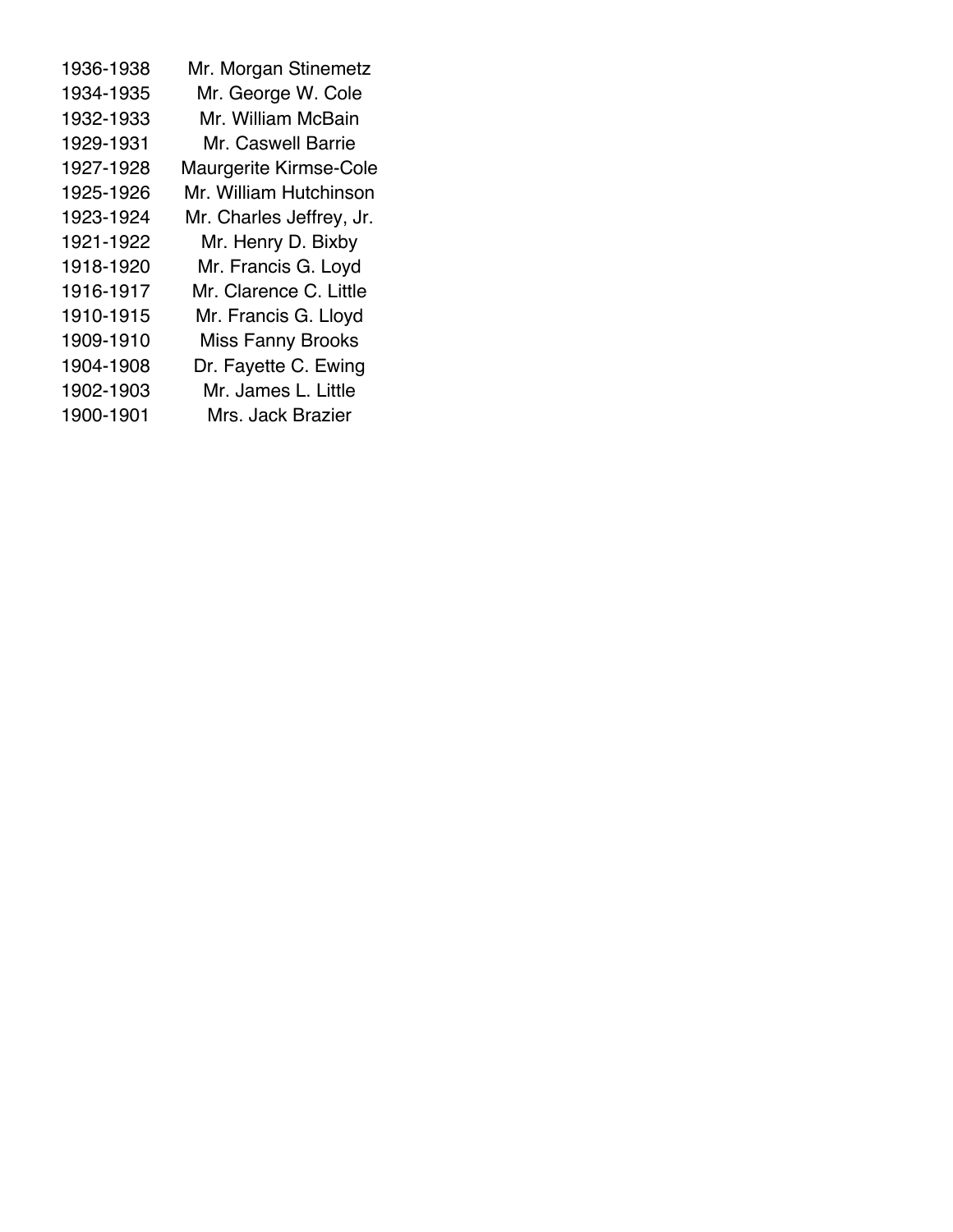| | |
|---|---|
| 1936-1938 | Mr. Morgan Stinemetz |
| 1934-1935 | Mr. George W. Cole |
| 1932-1933 | Mr. William McBain |
| 1929-1931 | Mr. Caswell Barrie |
| 1927-1928 | Maurgerite Kirmse-Cole |
| 1925-1926 | Mr. William Hutchinson |
| 1923-1924 | Mr. Charles Jeffrey, Jr. |
| 1921-1922 | Mr. Henry D. Bixby |
| 1918-1920 | Mr. Francis G. Loyd |
| 1916-1917 | Mr. Clarence C. Little |
| 1910-1915 | Mr. Francis G. Lloyd |
| 1909-1910 | Miss Fanny Brooks |
| 1904-1908 | Dr. Fayette C. Ewing |
| 1902-1903 | Mr. James L. Little |
| 1900-1901 | Mrs. Jack Brazier |